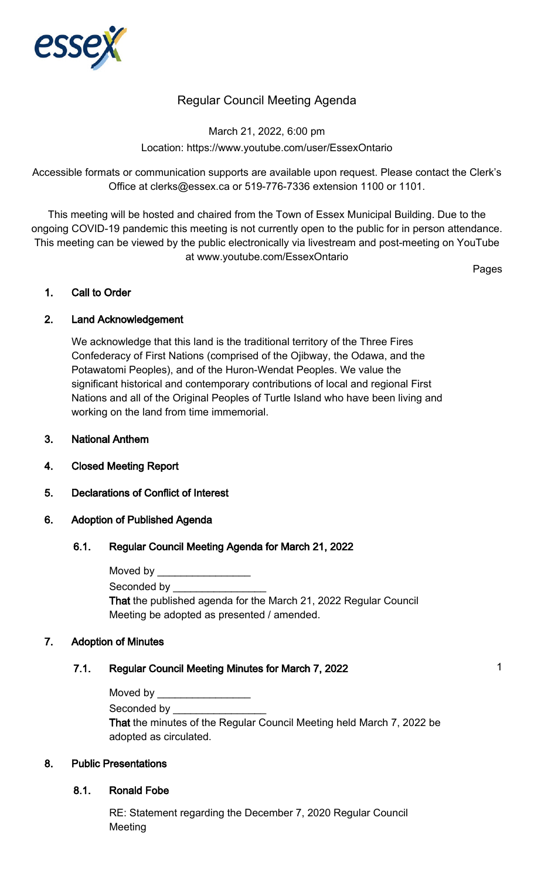# Regular Council Meeting Agenda

March 21, 2022, 6:00 pm

Location: https://www.youtube.com/user/EssexOntario

Accessible formats or communication supports are available upon request. Please contact the Clerk's Office at clerks@essex.ca or 519-776-7336 extension 1100 or 1101.

This meeting will be hosted and chaired from the Town of Essex Municipal Building. Due to the ongoing COVID-19 pandemic this meeting is not currently open to the public for in person attendance. This meeting can be viewed by the public electronically via livestream and post-meeting on YouTube at www.youtube.com/EssexOntario

Pages

## 1. Call to Order

## 2. Land Acknowledgement

We acknowledge that this land is the traditional territory of the Three Fires Confederacy of First Nations (comprised of the Ojibway, the Odawa, and the Potawatomi Peoples), and of the Huron-Wendat Peoples. We value the significant historical and contemporary contributions of local and regional First Nations and all of the Original Peoples of Turtle Island who have been living and working on the land from time immemorial.

## 3. National Anthem

## 4. Closed Meeting Report

## 5. Declarations of Conflict of Interest

## 6. Adoption of Published Agenda

### 6.1. Regular Council Meeting Agenda for March 21, 2022

Moved by ________________

Seconded by ________________

**That** the published agenda for the March 21, 2022 Regular Council Meeting be adopted as presented / amended.

## 7. Adoption of Minutes

### 7.1. Regular Council Meeting Minutes for March 7, 2022 — 1

Moved by ________________

Seconded by ________________

**That** the minutes of the Regular Council Meeting held March 7, 2022 be adopted as circulated.

## 8. Public Presentations

### 8.1. Ronald Fobe

RE: Statement regarding the December 7, 2020 Regular Council Meeting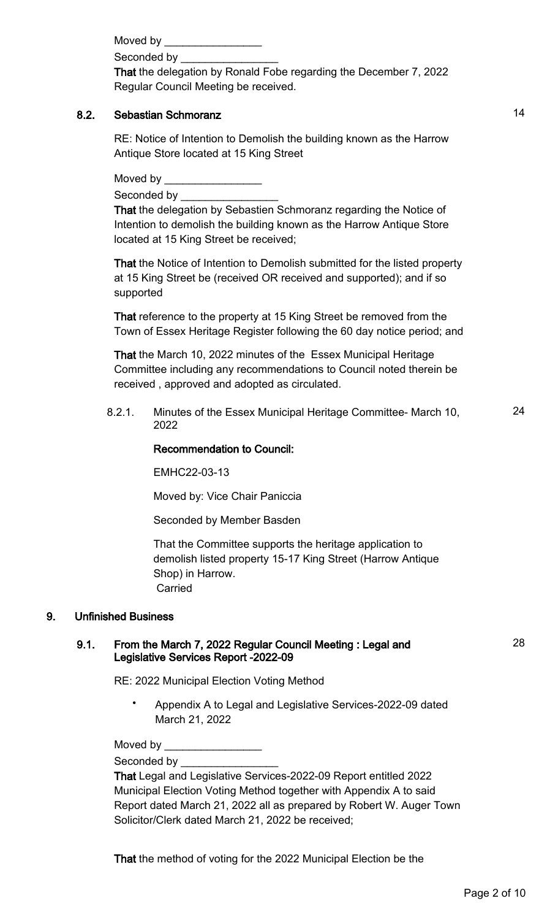Moved by ________________

Seconded by ________________

**That** the delegation by Ronald Fobe regarding the December 7, 2022 Regular Council Meeting be received.

### 8.2. Sebastian Schmoranz

RE: Notice of Intention to Demolish the building known as the Harrow Antique Store located at 15 King Street

Moved by ________________

Seconded by ________________

**That** the delegation by Sebastien Schmoranz regarding the Notice of Intention to demolish the building known as the Harrow Antique Store located at 15 King Street be received;

**That** the Notice of Intention to Demolish submitted for the listed property at 15 King Street be (received OR received and supported); and if so supported

**That** reference to the property at 15 King Street be removed from the Town of Essex Heritage Register following the 60 day notice period; and

**That** the March 10, 2022 minutes of the Essex Municipal Heritage Committee including any recommendations to Council noted therein be received , approved and adopted as circulated.

8.2.1. Minutes of the Essex Municipal Heritage Committee- March 10, 2022

**Recommendation to Council:**

EMHC22-03-13

Moved by: Vice Chair Paniccia

Seconded by Member Basden

That the Committee supports the heritage application to demolish listed property 15-17 King Street (Harrow Antique Shop) in Harrow.
Carried

## 9. Unfinished Business

### 9.1. From the March 7, 2022 Regular Council Meeting : Legal and Legislative Services Report -2022-09

RE: 2022 Municipal Election Voting Method

- Appendix A to Legal and Legislative Services-2022-09 dated March 21, 2022

Moved by ________________

Seconded by ________________

**That** Legal and Legislative Services-2022-09 Report entitled 2022 Municipal Election Voting Method together with Appendix A to said Report dated March 21, 2022 all as prepared by Robert W. Auger Town Solicitor/Clerk dated March 21, 2022 be received;

**That** the method of voting for the 2022 Municipal Election be the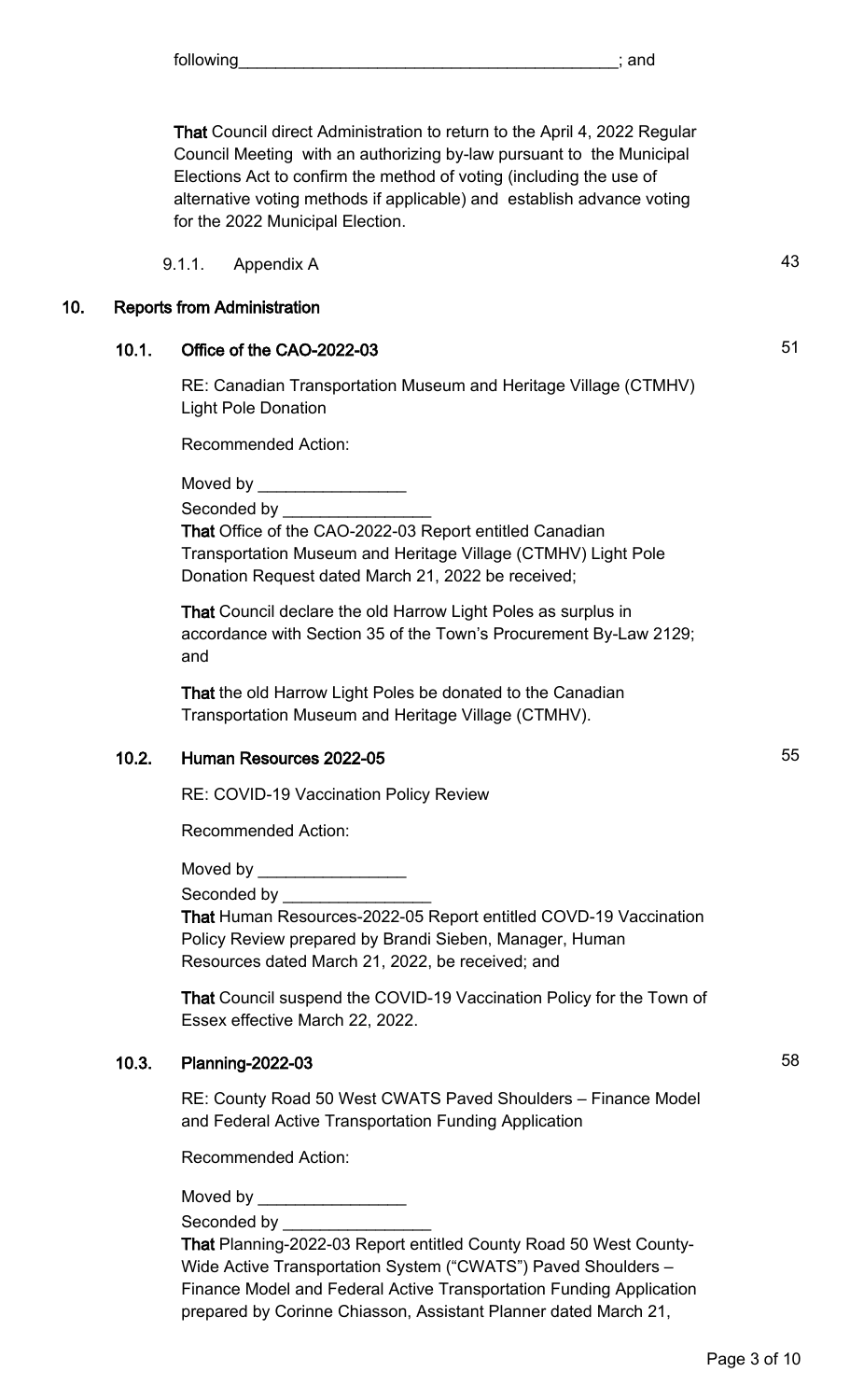following_________________________________________; and

**That** Council direct Administration to return to the April 4, 2022 Regular Council Meeting with an authorizing by-law pursuant to the Municipal Elections Act to confirm the method of voting (including the use of alternative voting methods if applicable) and establish advance voting for the 2022 Municipal Election.

9.1.1. Appendix A — 43

## 10. Reports from Administration

### 10.1. Office of the CAO-2022-03 — 51

RE: Canadian Transportation Museum and Heritage Village (CTMHV) Light Pole Donation

Recommended Action:

Moved by ________________

Seconded by ________________

**That** Office of the CAO-2022-03 Report entitled Canadian Transportation Museum and Heritage Village (CTMHV) Light Pole Donation Request dated March 21, 2022 be received;

**That** Council declare the old Harrow Light Poles as surplus in accordance with Section 35 of the Town's Procurement By-Law 2129; and

**That** the old Harrow Light Poles be donated to the Canadian Transportation Museum and Heritage Village (CTMHV).

### 10.2. Human Resources 2022-05 — 55

RE: COVID-19 Vaccination Policy Review

Recommended Action:

Moved by ________________

Seconded by ________________

**That** Human Resources-2022-05 Report entitled COVD-19 Vaccination Policy Review prepared by Brandi Sieben, Manager, Human Resources dated March 21, 2022, be received; and

**That** Council suspend the COVID-19 Vaccination Policy for the Town of Essex effective March 22, 2022.

### 10.3. Planning-2022-03 — 58

RE: County Road 50 West CWATS Paved Shoulders – Finance Model and Federal Active Transportation Funding Application

Recommended Action:

Moved by ________________

Seconded by ________________

**That** Planning-2022-03 Report entitled County Road 50 West County-Wide Active Transportation System ("CWATS") Paved Shoulders – Finance Model and Federal Active Transportation Funding Application prepared by Corinne Chiasson, Assistant Planner dated March 21,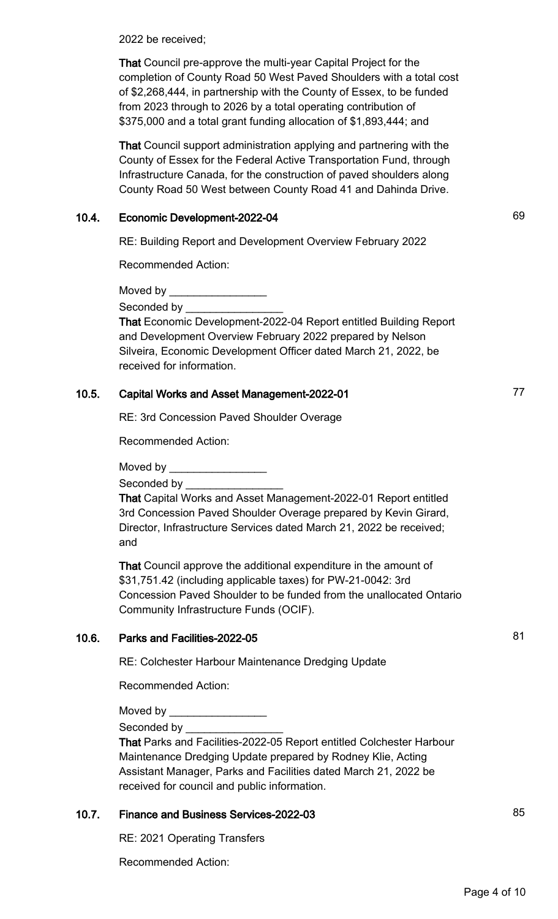2022 be received;

**That** Council pre-approve the multi-year Capital Project for the completion of County Road 50 West Paved Shoulders with a total cost of $2,268,444, in partnership with the County of Essex, to be funded from 2023 through to 2026 by a total operating contribution of $375,000 and a total grant funding allocation of $1,893,444; and

**That** Council support administration applying and partnering with the County of Essex for the Federal Active Transportation Fund, through Infrastructure Canada, for the construction of paved shoulders along County Road 50 West between County Road 41 and Dahinda Drive.

### 10.4. Economic Development-2022-04 — 69

RE: Building Report and Development Overview February 2022

Recommended Action:

Moved by ________________

Seconded by ________________

**That** Economic Development-2022-04 Report entitled Building Report and Development Overview February 2022 prepared by Nelson Silveira, Economic Development Officer dated March 21, 2022, be received for information.

### 10.5. Capital Works and Asset Management-2022-01 — 77

RE: 3rd Concession Paved Shoulder Overage

Recommended Action:

Moved by ________________

Seconded by ________________

**That** Capital Works and Asset Management-2022-01 Report entitled 3rd Concession Paved Shoulder Overage prepared by Kevin Girard, Director, Infrastructure Services dated March 21, 2022 be received; and

**That** Council approve the additional expenditure in the amount of $31,751.42 (including applicable taxes) for PW-21-0042: 3rd Concession Paved Shoulder to be funded from the unallocated Ontario Community Infrastructure Funds (OCIF).

### 10.6. Parks and Facilities-2022-05 — 81

RE: Colchester Harbour Maintenance Dredging Update

Recommended Action:

Moved by ________________

Seconded by ________________

**That** Parks and Facilities-2022-05 Report entitled Colchester Harbour Maintenance Dredging Update prepared by Rodney Klie, Acting Assistant Manager, Parks and Facilities dated March 21, 2022 be received for council and public information.

### 10.7. Finance and Business Services-2022-03 — 85

RE: 2021 Operating Transfers

Recommended Action: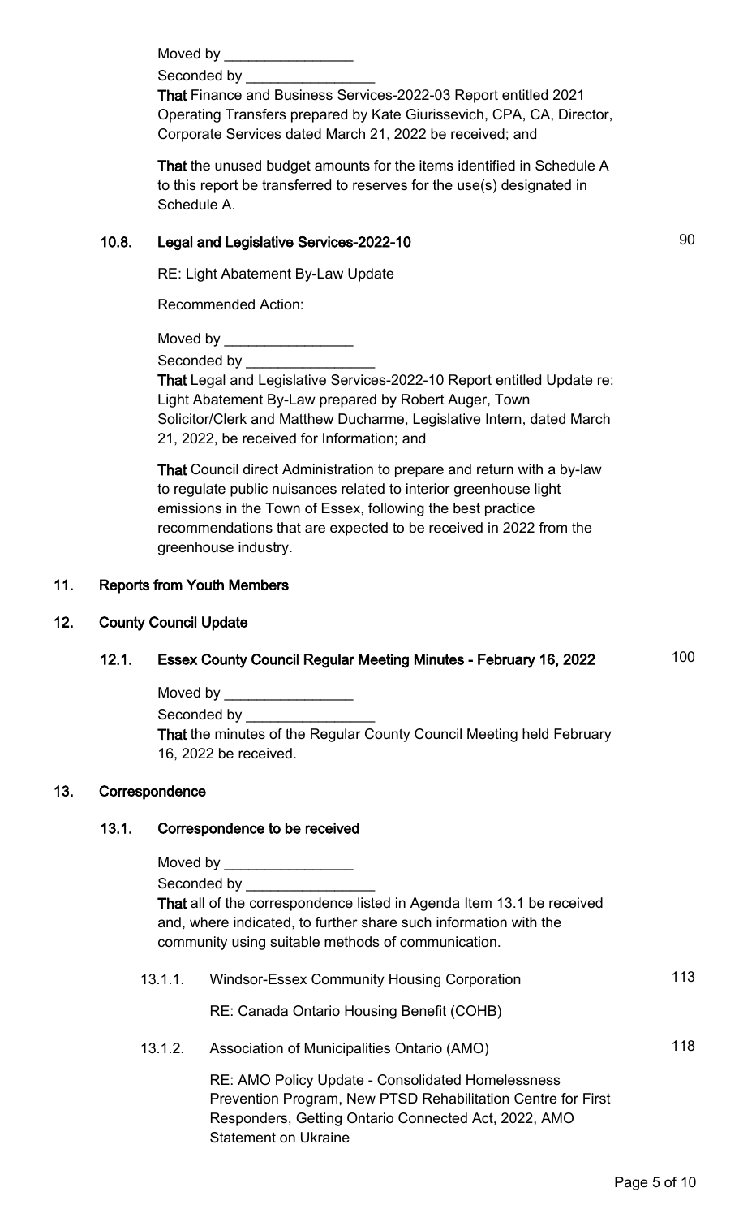Moved by ________________

Seconded by ________________

**That** Finance and Business Services-2022-03 Report entitled 2021 Operating Transfers prepared by Kate Giurissevich, CPA, CA, Director, Corporate Services dated March 21, 2022 be received; and

**That** the unused budget amounts for the items identified in Schedule A to this report be transferred to reserves for the use(s) designated in Schedule A.

### 10.8. Legal and Legislative Services-2022-10 — 90

RE: Light Abatement By-Law Update

Recommended Action:

Moved by ________________

Seconded by ________________

**That** Legal and Legislative Services-2022-10 Report entitled Update re: Light Abatement By-Law prepared by Robert Auger, Town Solicitor/Clerk and Matthew Ducharme, Legislative Intern, dated March 21, 2022, be received for Information; and

**That** Council direct Administration to prepare and return with a by-law to regulate public nuisances related to interior greenhouse light emissions in the Town of Essex, following the best practice recommendations that are expected to be received in 2022 from the greenhouse industry.

## 11. Reports from Youth Members

## 12. County Council Update

### 12.1. Essex County Council Regular Meeting Minutes - February 16, 2022 — 100

Moved by ________________

Seconded by ________________

**That** the minutes of the Regular County Council Meeting held February 16, 2022 be received.

## 13. Correspondence

### 13.1. Correspondence to be received

Moved by ________________

Seconded by ________________

**That** all of the correspondence listed in Agenda Item 13.1 be received and, where indicated, to further share such information with the community using suitable methods of communication.

13.1.1. Windsor-Essex Community Housing Corporation — 113

RE: Canada Ontario Housing Benefit (COHB)

13.1.2. Association of Municipalities Ontario (AMO) — 118

RE: AMO Policy Update - Consolidated Homelessness Prevention Program, New PTSD Rehabilitation Centre for First Responders, Getting Ontario Connected Act, 2022, AMO Statement on Ukraine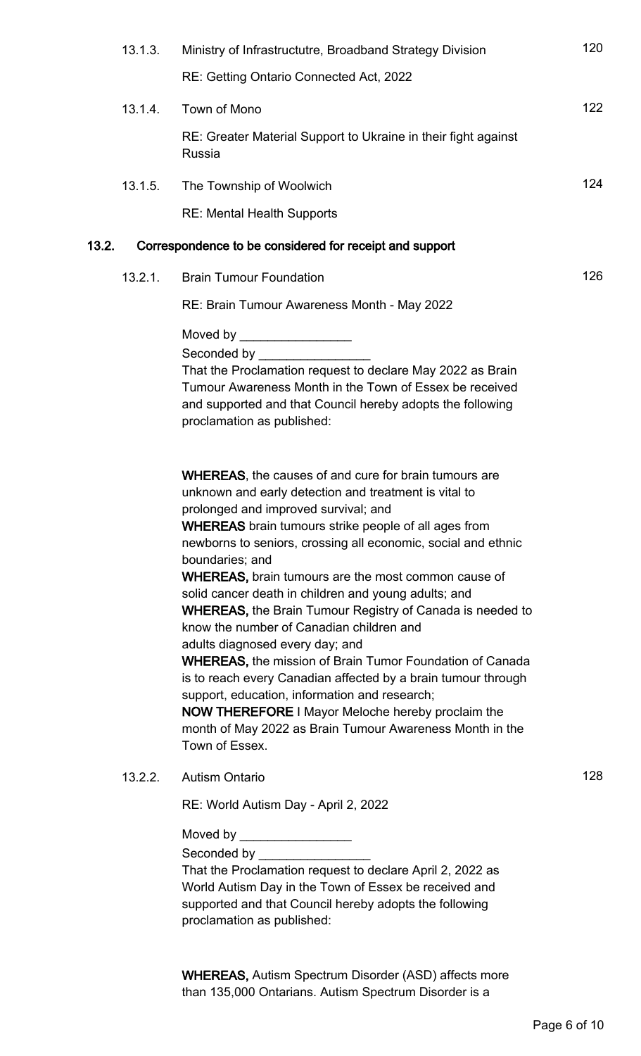13.1.3. Ministry of Infrastructutre, Broadband Strategy Division — 120

RE: Getting Ontario Connected Act, 2022

13.1.4. Town of Mono — 122

RE: Greater Material Support to Ukraine in their fight against Russia

13.1.5. The Township of Woolwich — 124

RE: Mental Health Supports

## 13.2. Correspondence to be considered for receipt and support

13.2.1. Brain Tumour Foundation — 126

RE: Brain Tumour Awareness Month - May 2022

Moved by ________________
Seconded by ________________
That the Proclamation request to declare May 2022 as Brain Tumour Awareness Month in the Town of Essex be received and supported and that Council hereby adopts the following proclamation as published:

**WHEREAS**, the causes of and cure for brain tumours are unknown and early detection and treatment is vital to prolonged and improved survival; and
**WHEREAS** brain tumours strike people of all ages from newborns to seniors, crossing all economic, social and ethnic boundaries; and
**WHEREAS,** brain tumours are the most common cause of solid cancer death in children and young adults; and
**WHEREAS,** the Brain Tumour Registry of Canada is needed to know the number of Canadian children and adults diagnosed every day; and
**WHEREAS,** the mission of Brain Tumor Foundation of Canada is to reach every Canadian affected by a brain tumour through support, education, information and research;
**NOW THEREFORE** I Mayor Meloche hereby proclaim the month of May 2022 as Brain Tumour Awareness Month in the Town of Essex.

13.2.2. Autism Ontario — 128

RE: World Autism Day - April 2, 2022

Moved by ________________
Seconded by ________________
That the Proclamation request to declare April 2, 2022 as World Autism Day in the Town of Essex be received and supported and that Council hereby adopts the following proclamation as published:

**WHEREAS,** Autism Spectrum Disorder (ASD) affects more than 135,000 Ontarians. Autism Spectrum Disorder is a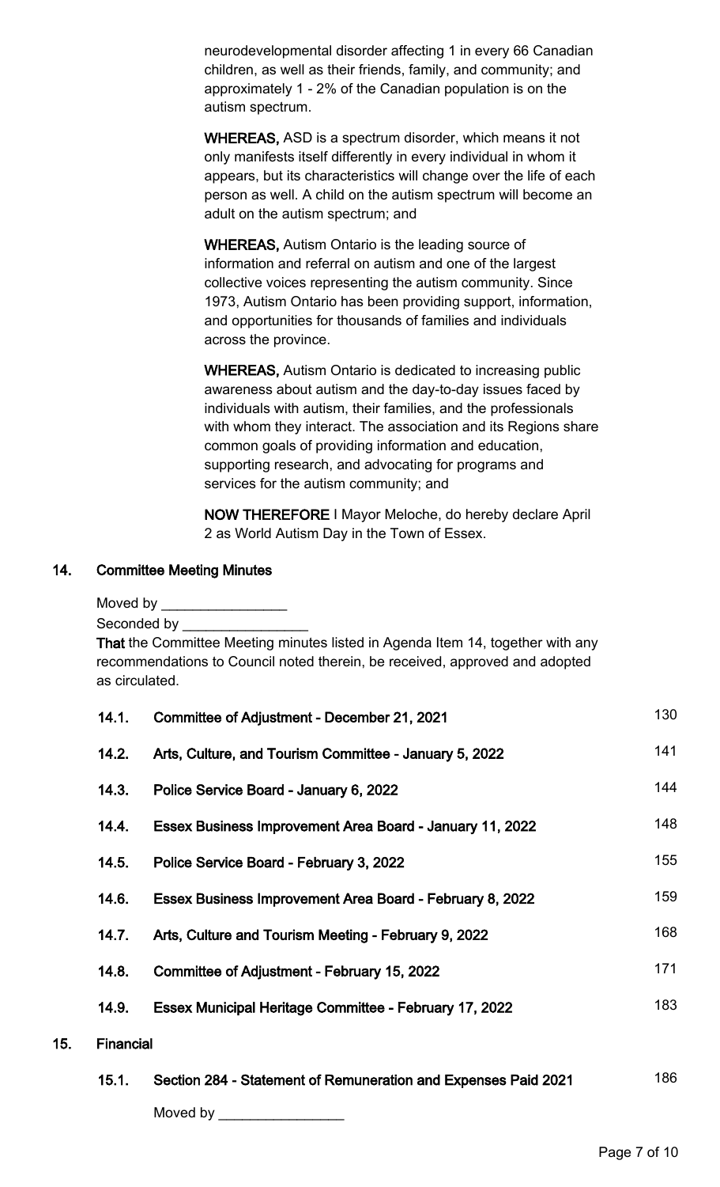neurodevelopmental disorder affecting 1 in every 66 Canadian children, as well as their friends, family, and community; and approximately 1 - 2% of the Canadian population is on the autism spectrum.

**WHEREAS,** ASD is a spectrum disorder, which means it not only manifests itself differently in every individual in whom it appears, but its characteristics will change over the life of each person as well. A child on the autism spectrum will become an adult on the autism spectrum; and

**WHEREAS,** Autism Ontario is the leading source of information and referral on autism and one of the largest collective voices representing the autism community. Since 1973, Autism Ontario has been providing support, information, and opportunities for thousands of families and individuals across the province.

**WHEREAS,** Autism Ontario is dedicated to increasing public awareness about autism and the day-to-day issues faced by individuals with autism, their families, and the professionals with whom they interact. The association and its Regions share common goals of providing information and education, supporting research, and advocating for programs and services for the autism community; and

**NOW THEREFORE** I Mayor Meloche, do hereby declare April 2 as World Autism Day in the Town of Essex.

## 14. Committee Meeting Minutes

Moved by ________________

Seconded by ________________

**That** the Committee Meeting minutes listed in Agenda Item 14, together with any recommendations to Council noted therein, be received, approved and adopted as circulated.

| | | |
|---|---|---|
| **14.1.** | **Committee of Adjustment - December 21, 2021** | 130 |
| **14.2.** | **Arts, Culture, and Tourism Committee - January 5, 2022** | 141 |
| **14.3.** | **Police Service Board - January 6, 2022** | 144 |
| **14.4.** | **Essex Business Improvement Area Board - January 11, 2022** | 148 |
| **14.5.** | **Police Service Board - February 3, 2022** | 155 |
| **14.6.** | **Essex Business Improvement Area Board - February 8, 2022** | 159 |
| **14.7.** | **Arts, Culture and Tourism Meeting - February 9, 2022** | 168 |
| **14.8.** | **Committee of Adjustment - February 15, 2022** | 171 |
| **14.9.** | **Essex Municipal Heritage Committee - February 17, 2022** | 183 |

## 15. Financial

| | | |
|---|---|---|
| **15.1.** | **Section 284 - Statement of Remuneration and Expenses Paid 2021** | 186 |

Moved by ________________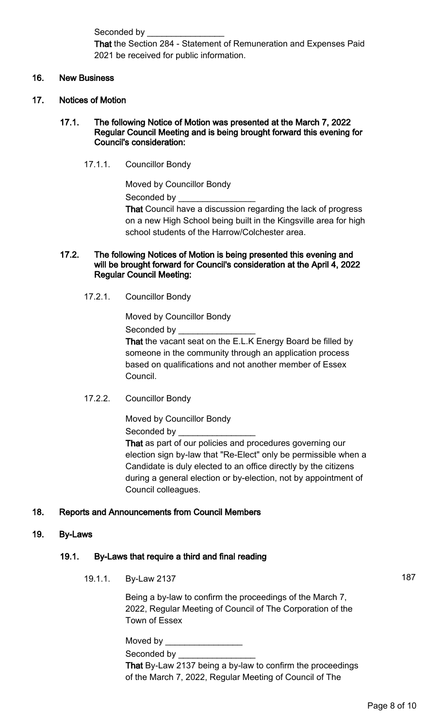Seconded by ________________

**That** the Section 284 - Statement of Remuneration and Expenses Paid 2021 be received for public information.

## 16. New Business

## 17. Notices of Motion

### 17.1. The following Notice of Motion was presented at the March 7, 2022 Regular Council Meeting and is being brought forward this evening for Council's consideration:

#### 17.1.1. Councillor Bondy

Moved by Councillor Bondy

Seconded by ________________

**That** Council have a discussion regarding the lack of progress on a new High School being built in the Kingsville area for high school students of the Harrow/Colchester area.

### 17.2. The following Notices of Motion is being presented this evening and will be brought forward for Council's consideration at the April 4, 2022 Regular Council Meeting:

#### 17.2.1. Councillor Bondy

Moved by Councillor Bondy

Seconded by ________________

**That** the vacant seat on the E.L.K Energy Board be filled by someone in the community through an application process based on qualifications and not another member of Essex Council.

#### 17.2.2. Councillor Bondy

Moved by Councillor Bondy

Seconded by ________________

**That** as part of our policies and procedures governing our election sign by-law that "Re-Elect" only be permissible when a Candidate is duly elected to an office directly by the citizens during a general election or by-election, not by appointment of Council colleagues.

## 18. Reports and Announcements from Council Members

## 19. By-Laws

### 19.1. By-Laws that require a third and final reading

#### 19.1.1. By-Law 2137 (187)

Being a by-law to confirm the proceedings of the March 7, 2022, Regular Meeting of Council of The Corporation of the Town of Essex

Moved by ________________

Seconded by ________________

**That** By-Law 2137 being a by-law to confirm the proceedings of the March 7, 2022, Regular Meeting of Council of The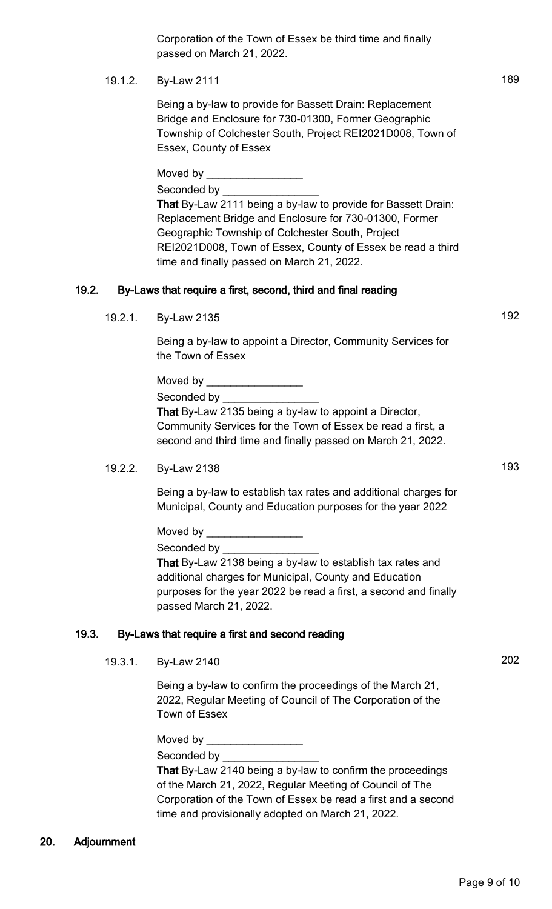Corporation of the Town of Essex be third time and finally passed on March 21, 2022.

19.1.2. By-Law 2111 — 189

Being a by-law to provide for Bassett Drain: Replacement Bridge and Enclosure for 730-01300, Former Geographic Township of Colchester South, Project REI2021D008, Town of Essex, County of Essex

Moved by ________________

Seconded by ________________

**That** By-Law 2111 being a by-law to provide for Bassett Drain: Replacement Bridge and Enclosure for 730-01300, Former Geographic Township of Colchester South, Project REI2021D008, Town of Essex, County of Essex be read a third time and finally passed on March 21, 2022.

## 19.2. By-Laws that require a first, second, third and final reading

19.2.1. By-Law 2135 — 192

Being a by-law to appoint a Director, Community Services for the Town of Essex

Moved by ________________

Seconded by ________________

**That** By-Law 2135 being a by-law to appoint a Director, Community Services for the Town of Essex be read a first, a second and third time and finally passed on March 21, 2022.

19.2.2. By-Law 2138 — 193

Being a by-law to establish tax rates and additional charges for Municipal, County and Education purposes for the year 2022

Moved by ________________

Seconded by ________________

**That** By-Law 2138 being a by-law to establish tax rates and additional charges for Municipal, County and Education purposes for the year 2022 be read a first, a second and finally passed March 21, 2022.

## 19.3. By-Laws that require a first and second reading

19.3.1. By-Law 2140 — 202

Being a by-law to confirm the proceedings of the March 21, 2022, Regular Meeting of Council of The Corporation of the Town of Essex

Moved by ________________

Seconded by ________________

**That** By-Law 2140 being a by-law to confirm the proceedings of the March 21, 2022, Regular Meeting of Council of The Corporation of the Town of Essex be read a first and a second time and provisionally adopted on March 21, 2022.

# 20. Adjournment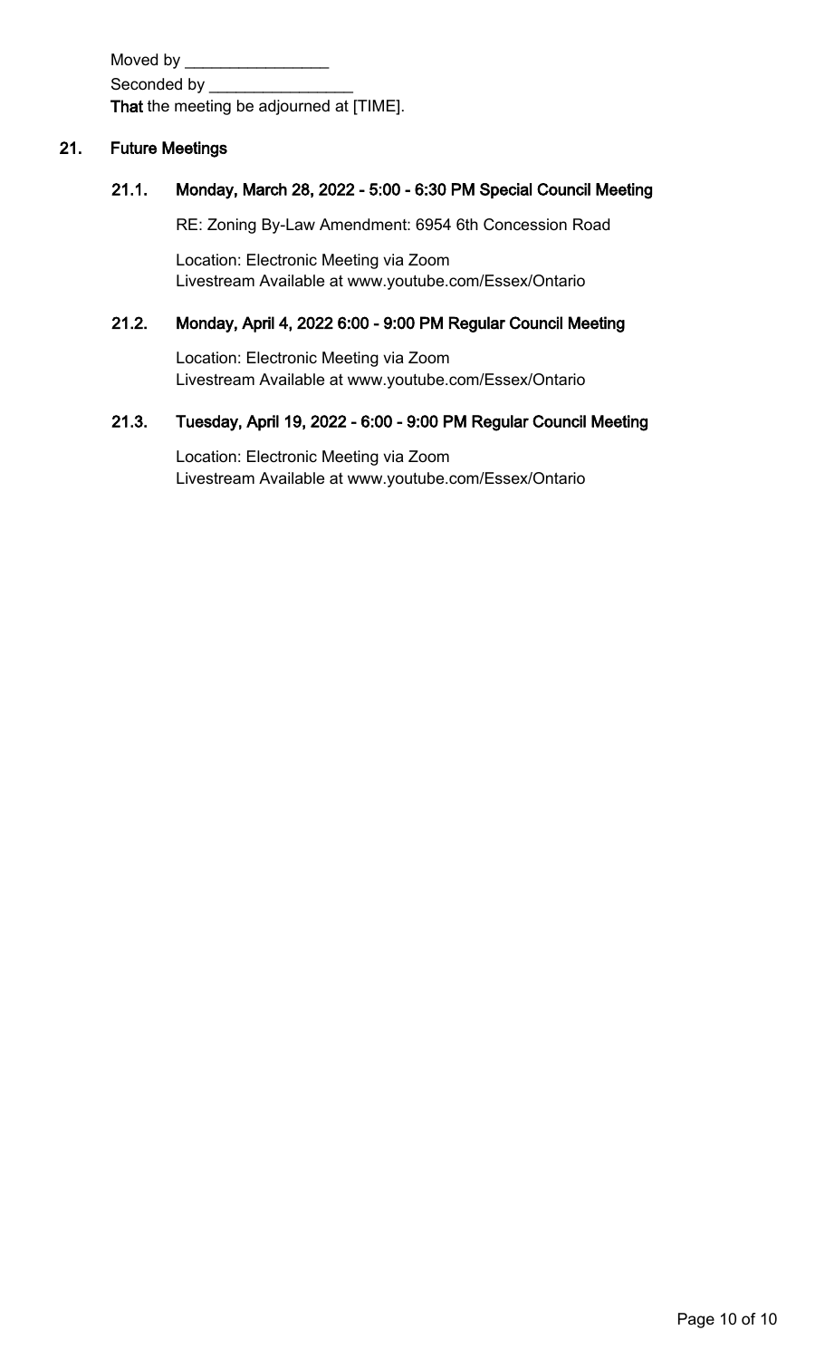Moved by ________________

Seconded by ________________

**That** the meeting be adjourned at [TIME].

## 21. Future Meetings

### 21.1. Monday, March 28, 2022 - 5:00 - 6:30 PM Special Council Meeting

RE: Zoning By-Law Amendment: 6954 6th Concession Road

Location: Electronic Meeting via Zoom
Livestream Available at www.youtube.com/Essex/Ontario

### 21.2. Monday, April 4, 2022 6:00 - 9:00 PM Regular Council Meeting

Location: Electronic Meeting via Zoom
Livestream Available at www.youtube.com/Essex/Ontario

### 21.3. Tuesday, April 19, 2022 - 6:00 - 9:00 PM Regular Council Meeting

Location: Electronic Meeting via Zoom
Livestream Available at www.youtube.com/Essex/Ontario